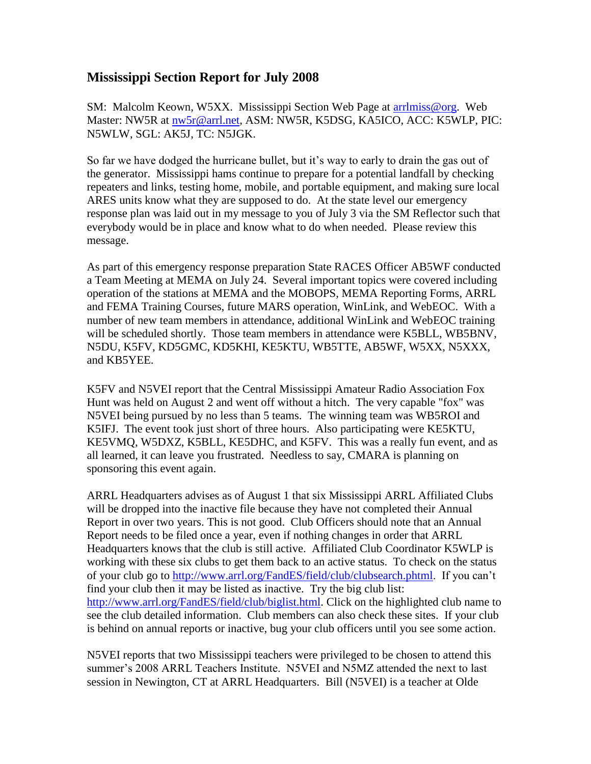## Mississippi Section Report for July 2008

SM: Malcolm Keown, W5XX. Mississippi Section Web Page at arrlmiss@org. Web Master: NW5R at nw5r@arrl.net, ASM: NW5R, K5DSG, KA5ICO, ACC: K5WLP, PIC: N5WLW, SGL: AK5J, TC: N5JGK.

So far we have dodged the hurricane bullet, but it's way to early to drain the gas out of the generator. Mississippi hams continue to prepare for a potential landfall by checking repeaters and links, testing home, mobile, and portable equipment, and making sure local ARES units know what they are supposed to do. At the state level our emergency response plan was laid out in my message to you of July 3 via the SM Reflector such that everybody would be in place and know what to do when needed. Please review this message.

As part of this emergency response preparation State RACES Officer AB5WF conducted a Team Meeting at MEMA on July 24. Several important topics were covered including operation of the stations at MEMA and the MOBOPS, MEMA Reporting Forms, ARRL and FEMA Training Courses, future MARS operation, WinLink, and WebEOC. With a number of new team members in attendance, additional WinLink and WebEOC training will be scheduled shortly. Those team members in attendance were K5BLL, WB5BNV, N5DU, K5FV, KD5GMC, KD5KHI, KE5KTU, WB5TTE, AB5WF, W5XX, N5XXX, and KB5YEE.

K5FV and N5VEI report that the Central Mississippi Amateur Radio Association Fox Hunt was held on August 2 and went off without a hitch. The very capable "fox" was N5VEI being pursued by no less than 5 teams. The winning team was WB5ROI and K5IFJ. The event took just short of three hours. Also participating were KE5KTU, KE5VMQ, W5DXZ, K5BLL, KE5DHC, and K5FV. This was a really fun event, and as all learned, it can leave you frustrated. Needless to say, CMARA is planning on sponsoring this event again.

ARRL Headquarters advises as of August 1 that six Mississippi ARRL Affiliated Clubs will be dropped into the inactive file because they have not completed their Annual Report in over two years. This is not good. Club Officers should note that an Annual Report needs to be filed once a year, even if nothing changes in order that ARRL Headquarters knows that the club is still active. Affiliated Club Coordinator K5WLP is working with these six clubs to get them back to an active status. To check on the status of your club go to http://www.arrl.org/FandES/field/club/clubsearch.phtml. If you can't find your club then it may be listed as inactive. Try the big club list: http://www.arrl.org/FandES/field/club/biglist.html. Click on the highlighted club name to see the club detailed information. Club members can also check these sites. If your club is behind on annual reports or inactive, bug your club officers until you see some action.

N5VEI reports that two Mississippi teachers were privileged to be chosen to attend this summer's 2008 ARRL Teachers Institute. N5VEI and N5MZ attended the next to last session in Newington, CT at ARRL Headquarters. Bill (N5VEI) is a teacher at Olde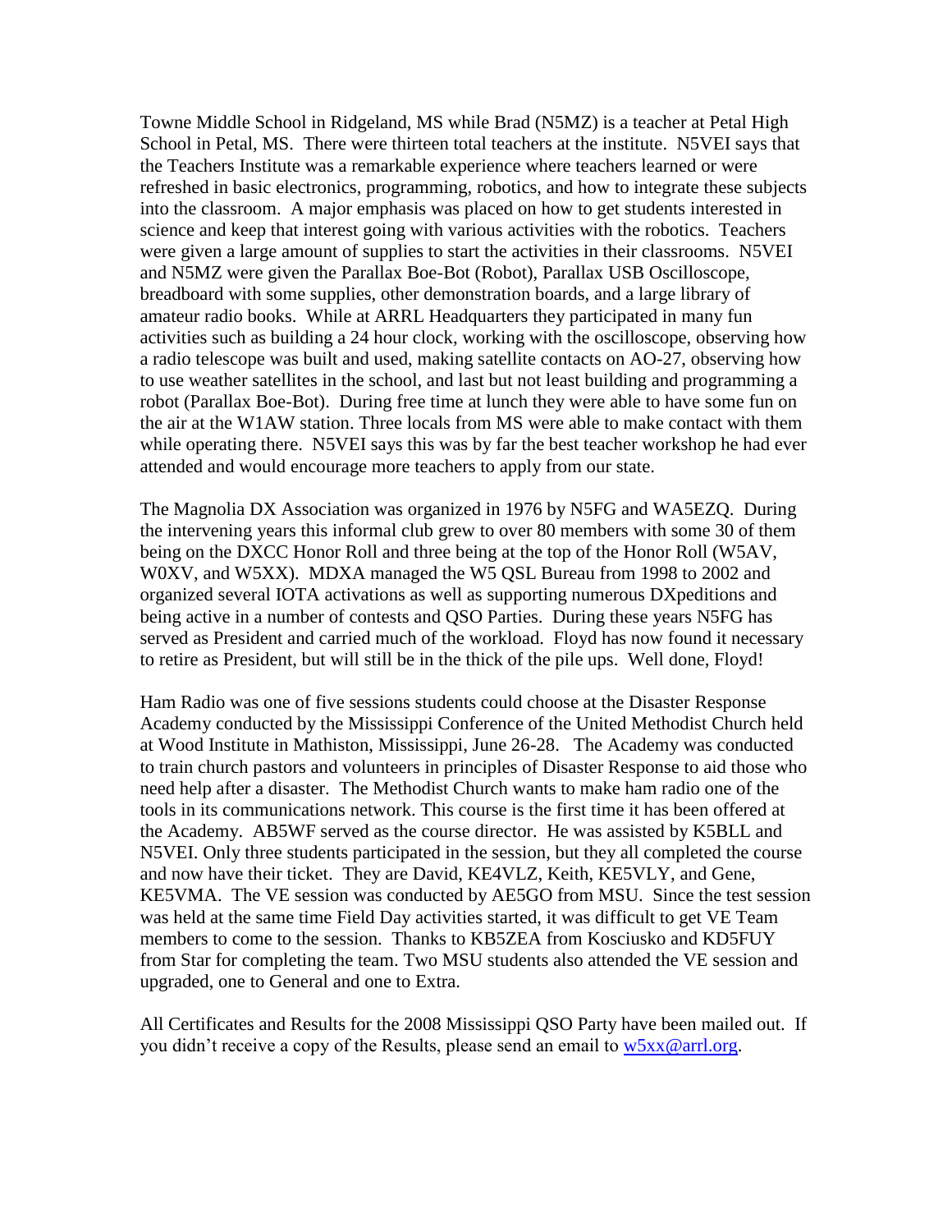Towne Middle School in Ridgeland, MS while Brad (N5MZ) is a teacher at Petal High School in Petal, MS. There were thirteen total teachers at the institute. N5VEI says that the Teachers Institute was a remarkable experience where teachers learned or were refreshed in basic electronics, programming, robotics, and how to integrate these subjects into the classroom. A major emphasis was placed on how to get students interested in science and keep that interest going with various activities with the robotics. Teachers were given a large amount of supplies to start the activities in their classrooms. N5VEI and N5MZ were given the Parallax Boe-Bot (Robot), Parallax USB Oscilloscope, breadboard with some supplies, other demonstration boards, and a large library of amateur radio books. While at ARRL Headquarters they participated in many fun activities such as building a 24 hour clock, working with the oscilloscope, observing how a radio telescope was built and used, making satellite contacts on AO-27, observing how to use weather satellites in the school, and last but not least building and programming a robot (Parallax Boe-Bot). During free time at lunch they were able to have some fun on the air at the W1AW station. Three locals from MS were able to make contact with them while operating there. N5VEI says this was by far the best teacher workshop he had ever attended and would encourage more teachers to apply from our state.

The Magnolia DX Association was organized in 1976 by N5FG and WA5EZQ. During the intervening years this informal club grew to over 80 members with some 30 of them being on the DXCC Honor Roll and three being at the top of the Honor Roll (W5AV, W0XV, and W5XX). MDXA managed the W5 QSL Bureau from 1998 to 2002 and organized several IOTA activations as well as supporting numerous DXpeditions and being active in a number of contests and QSO Parties. During these years N5FG has served as President and carried much of the workload. Floyd has now found it necessary to retire as President, but will still be in the thick of the pile ups. Well done, Floyd!

Ham Radio was one of five sessions students could choose at the Disaster Response Academy conducted by the Mississippi Conference of the United Methodist Church held at Wood Institute in Mathiston, Mississippi, June 26-28. The Academy was conducted to train church pastors and volunteers in principles of Disaster Response to aid those who need help after a disaster. The Methodist Church wants to make ham radio one of the tools in its communications network. This course is the first time it has been offered at the Academy. AB5WF served as the course director. He was assisted by K5BLL and N5VEI. Only three students participated in the session, but they all completed the course and now have their ticket. They are David, KE4VLZ, Keith, KE5VLY, and Gene, KE5VMA. The VE session was conducted by AE5GO from MSU. Since the test session was held at the same time Field Day activities started, it was difficult to get VE Team members to come to the session. Thanks to KB5ZEA from Kosciusko and KD5FUY from Star for completing the team. Two MSU students also attended the VE session and upgraded, one to General and one to Extra.

All Certificates and Results for the 2008 Mississippi QSO Party have been mailed out. If you didn't receive a copy of the Results, please send an email to w5xx@arrl.org.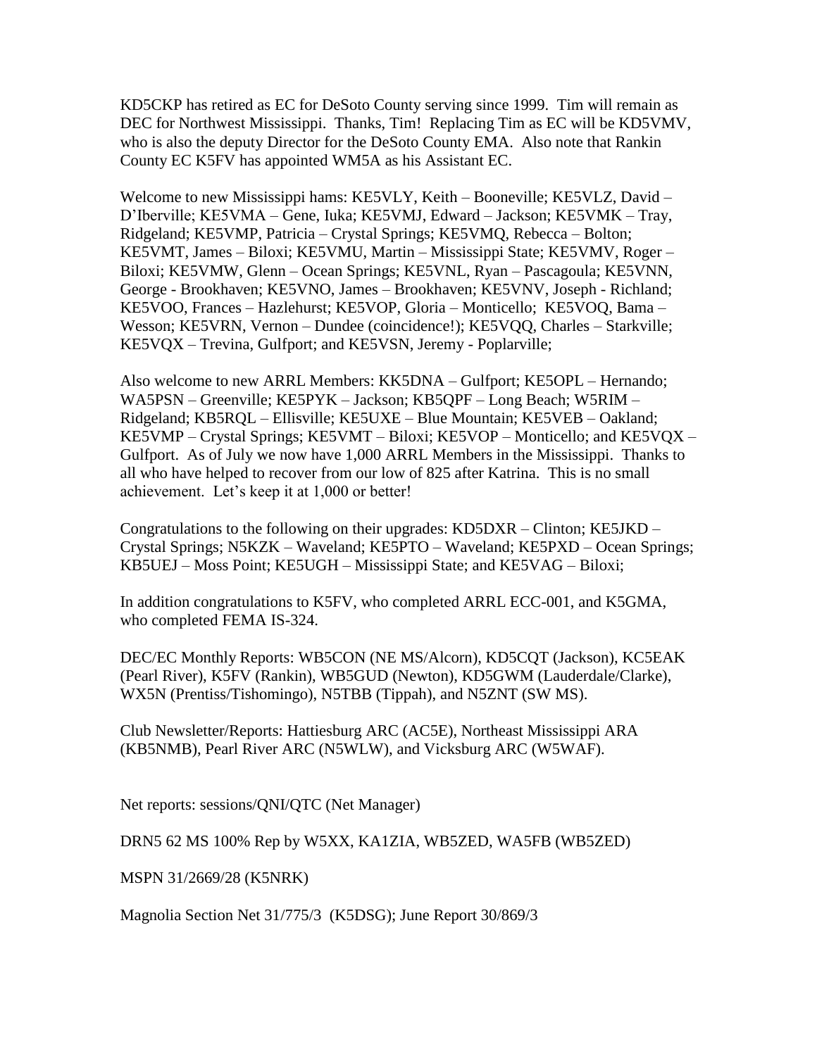KD5CKP has retired as EC for DeSoto County serving since 1999. Tim will remain as DEC for Northwest Mississippi. Thanks, Tim! Replacing Tim as EC will be KD5VMV, who is also the deputy Director for the DeSoto County EMA. Also note that Rankin County EC K5FV has appointed WM5A as his Assistant EC.

Welcome to new Mississippi hams: KE5VLY, Keith – Booneville; KE5VLZ, David – D'Iberville; KE5VMA – Gene, Iuka; KE5VMJ, Edward – Jackson; KE5VMK – Tray, Ridgeland; KE5VMP, Patricia – Crystal Springs; KE5VMQ, Rebecca – Bolton; KE5VMT, James – Biloxi; KE5VMU, Martin – Mississippi State; KE5VMV, Roger – Biloxi; KE5VMW, Glenn – Ocean Springs; KE5VNL, Ryan – Pascagoula; KE5VNN, George - Brookhaven; KE5VNO, James – Brookhaven; KE5VNV, Joseph - Richland; KE5VOO, Frances – Hazlehurst; KE5VOP, Gloria – Monticello; KE5VOQ, Bama – Wesson; KE5VRN, Vernon – Dundee (coincidence!); KE5VQQ, Charles – Starkville; KE5VQX – Trevina, Gulfport; and KE5VSN, Jeremy - Poplarville;

Also welcome to new ARRL Members: KK5DNA – Gulfport; KE5OPL – Hernando; WA5PSN – Greenville; KE5PYK – Jackson; KB5QPF – Long Beach; W5RIM – Ridgeland; KB5RQL – Ellisville; KE5UXE – Blue Mountain; KE5VEB – Oakland; KE5VMP – Crystal Springs; KE5VMT – Biloxi; KE5VOP – Monticello; and KE5VQX – Gulfport. As of July we now have 1,000 ARRL Members in the Mississippi. Thanks to all who have helped to recover from our low of 825 after Katrina. This is no small achievement. Let's keep it at 1,000 or better!

Congratulations to the following on their upgrades: KD5DXR – Clinton; KE5JKD – Crystal Springs; N5KZK – Waveland; KE5PTO – Waveland; KE5PXD – Ocean Springs; KB5UEJ – Moss Point; KE5UGH – Mississippi State; and KE5VAG – Biloxi;

In addition congratulations to K5FV, who completed ARRL ECC-001, and K5GMA, who completed FEMA IS-324.

DEC/EC Monthly Reports: WB5CON (NE MS/Alcorn), KD5CQT (Jackson), KC5EAK (Pearl River), K5FV (Rankin), WB5GUD (Newton), KD5GWM (Lauderdale/Clarke), WX5N (Prentiss/Tishomingo), N5TBB (Tippah), and N5ZNT (SW MS).

Club Newsletter/Reports: Hattiesburg ARC (AC5E), Northeast Mississippi ARA (KB5NMB), Pearl River ARC (N5WLW), and Vicksburg ARC (W5WAF).

Net reports: sessions/QNI/QTC (Net Manager)

DRN5 62 MS 100% Rep by W5XX, KA1ZIA, WB5ZED, WA5FB (WB5ZED)

MSPN 31/2669/28 (K5NRK)

Magnolia Section Net 31/775/3 (K5DSG); June Report 30/869/3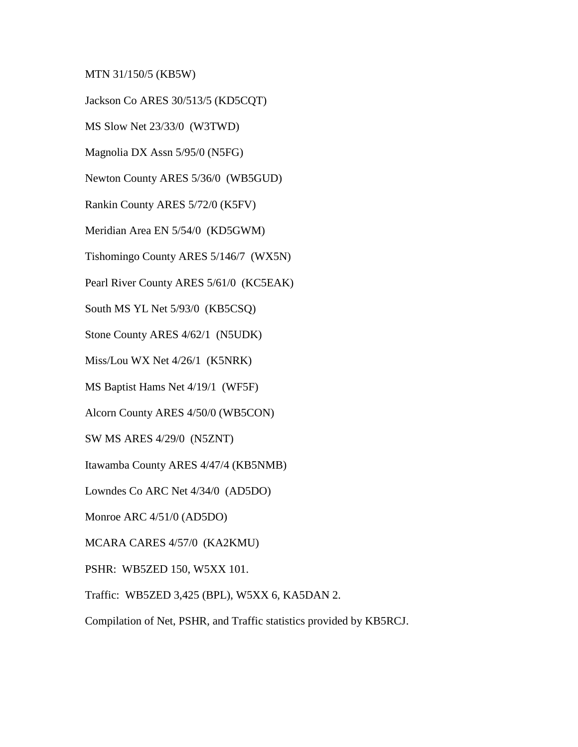MTN 31/150/5 (KB5W)

Jackson Co ARES 30/513/5 (KD5CQT)

MS Slow Net 23/33/0 (W3TWD)

Magnolia DX Assn 5/95/0 (N5FG)

Newton County ARES 5/36/0 (WB5GUD)

Rankin County ARES 5/72/0 (K5FV)

Meridian Area EN 5/54/0 (KD5GWM)

Tishomingo County ARES 5/146/7 (WX5N)

Pearl River County ARES 5/61/0 (KC5EAK)

South MS YL Net 5/93/0 (KB5CSQ)

Stone County ARES 4/62/1 (N5UDK)

Miss/Lou WX Net 4/26/1 (K5NRK)

MS Baptist Hams Net 4/19/1 (WF5F)

Alcorn County ARES 4/50/0 (WB5CON)

SW MS ARES 4/29/0 (N5ZNT)

Itawamba County ARES 4/47/4 (KB5NMB)

Lowndes Co ARC Net 4/34/0 (AD5DO)

Monroe ARC 4/51/0 (AD5DO)

MCARA CARES 4/57/0 (KA2KMU)

PSHR: WB5ZED 150, W5XX 101.

Traffic: WB5ZED 3,425 (BPL), W5XX 6, KA5DAN 2.

Compilation of Net, PSHR, and Traffic statistics provided by KB5RCJ.